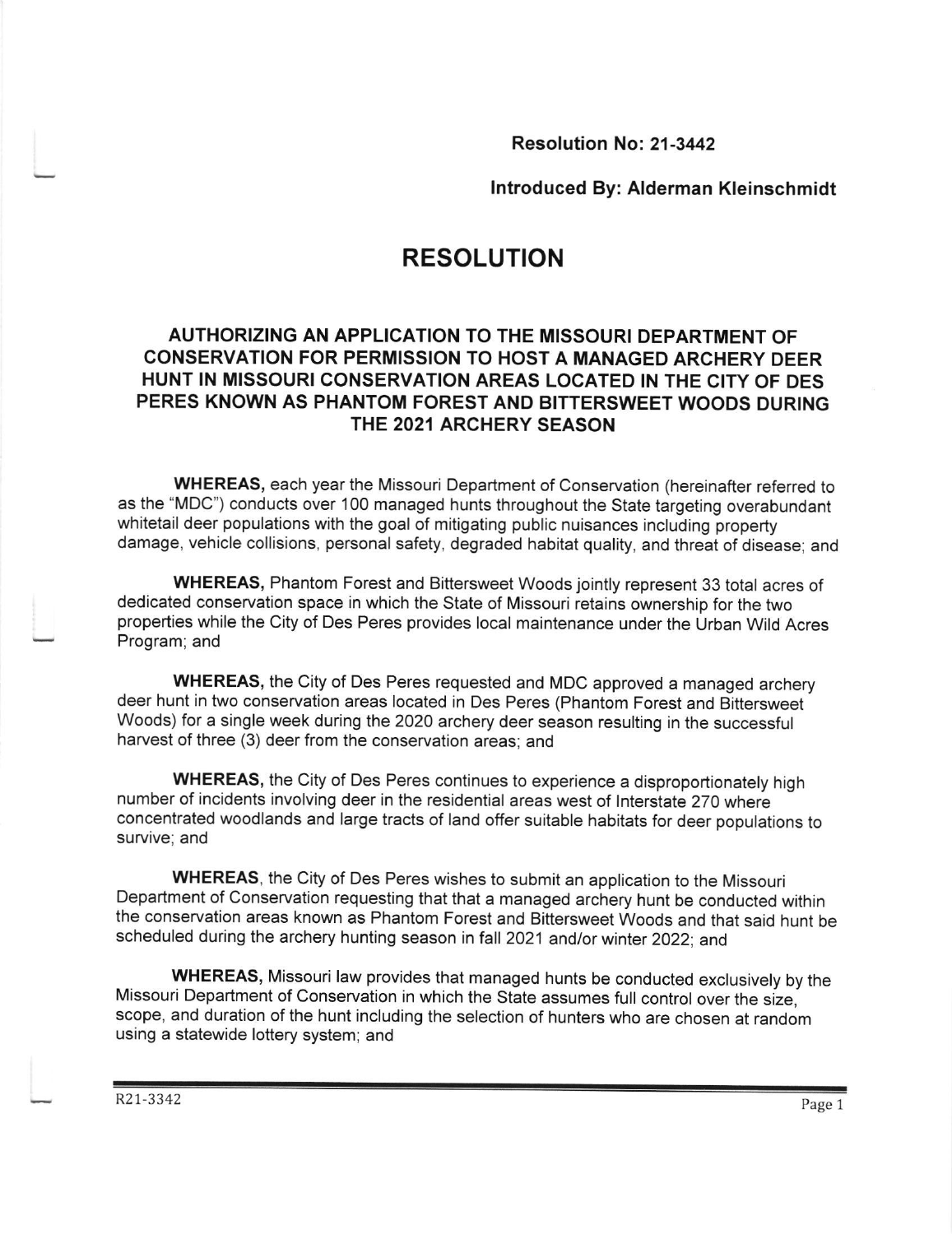**Resolution No: 21-3442**

**Introduced By: Alderman Kleinschmidt**

# RESOLUTION

## AUTHORIZING AN APPLICATION TO THE MISSOURI DEPARTMENT OF CONSERVATION FOR PERMISSION TO HOST A MANAGED ARCHERY DEER HUNT IN MISSOURI CONSERVATION AREAS LOCATED IN THE CITY OF DES PERES KNOWN AS PHANTOM FOREST AND BITTERSWEET WOODS DURING THE 2021 ARCHERY SEASON

**WHEREAS,** each year the Missouri Department of Conservation (hereinafter referred to as the "MDC") conducts over 100 managed hunts throughout the State targeting overabundant whitetail deer populations with the goal of mitigating public nuisances including property damage, vehicle collisions, personal safety, degraded habitat quality, and threat of disease; and

**WHEREAS,** Phantom Forest and Bittersweet Woods jointly represent 33 total acres of dedicated conservation space in which the State of Missouri retains ownership for the two properties while the City of Des Peres provides local maintenance under the Urban Wild Acres Program; and

**WHEREAS,** the City of Des Peres requested and MDC approved a managed archery deer hunt in two conservation areas located in Des Peres (Phantom Forest and Bittersweet Woods) for a single week during the 2020 archery deer season resulting in the successful harvest of three (3) deer from the conservation areas; and

**WHEREAS,** the City of Des Peres continues to experience a disproportionately high number of incidents involving deer in the residential areas west of Interstate 270 where concentrated woodlands and large tracts of land offer suitable habitats for deer populations to survive; and

**WHEREAS**, the City of Des Peres wishes to submit an application to the Missouri Department of Conservation requesting that that a managed archery hunt be conducted within the conservation areas known as Phantom Forest and Bittersweet Woods and that said hunt be scheduled during the archery hunting season in fall 2021 and/or winter 2022; and

**WHEREAS,** Missouri law provides that managed hunts be conducted exclusively by the Missouri Department of Conservation in which the State assumes full control over the size, scope, and duration of the hunt including the selection of hunters who are chosen at random using a statewide lottery system; and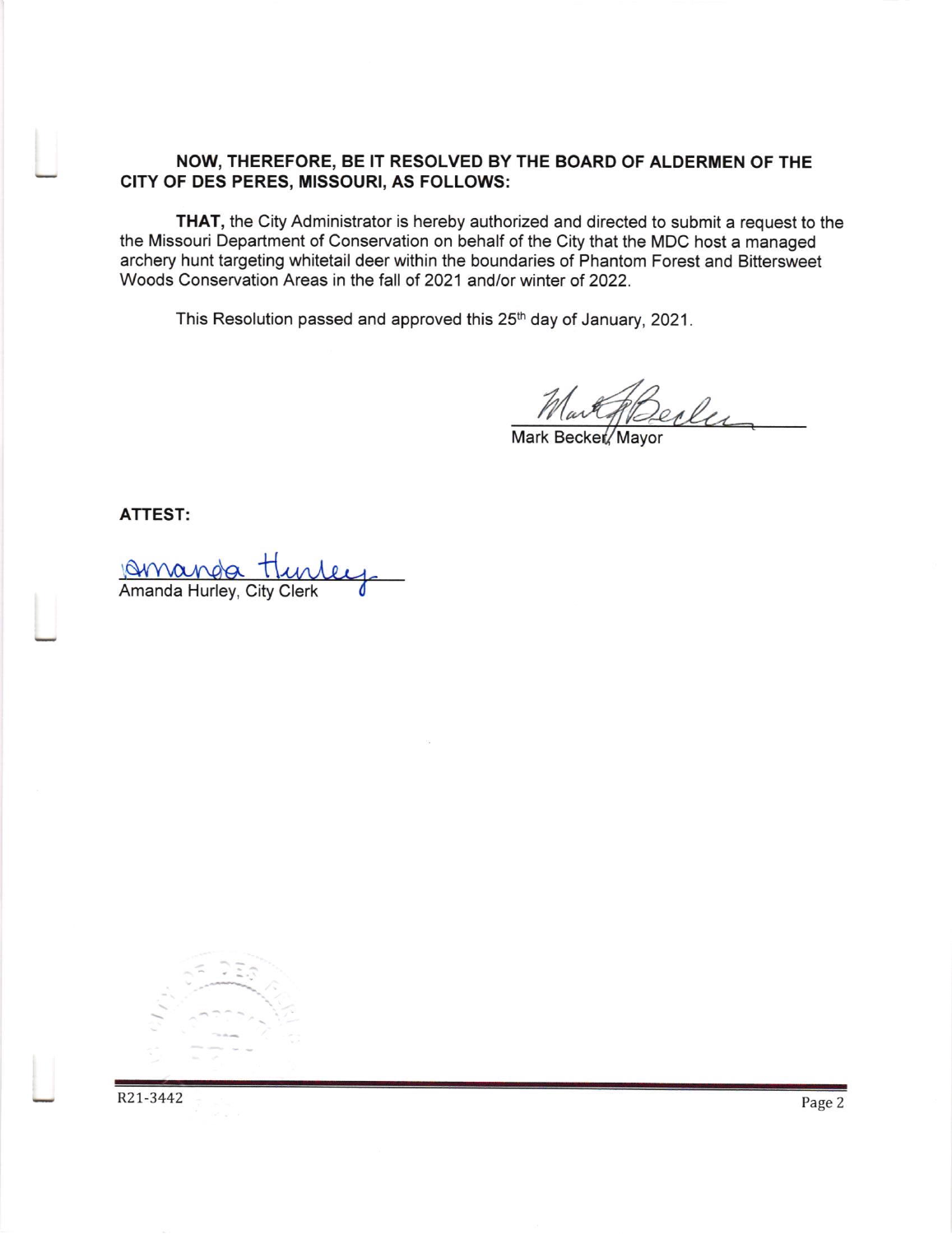**NOW, THEREFORE, BE IT RESOLVED BY THE BOARD OF ALDERMEN OF THE CITY OF DES PERES, MISSOURI, AS FOLLOWS:**

**THAT,** the City Administrator is hereby authorized and directed to submit a request to the the Missouri Department of Conservation on behalf of the City that the MDC host a managed archery hunt targeting whitetail deer within the boundaries of Phantom Forest and Bittersweet Woods Conservation Areas in the fall of 2021 and/or winter of 2022.

This Resolution passed and approved this 25th day of January, 2021.

Mark Becker, Mayor

**ATTEST:**

Amanda Hurley, City Clerk

R21-3442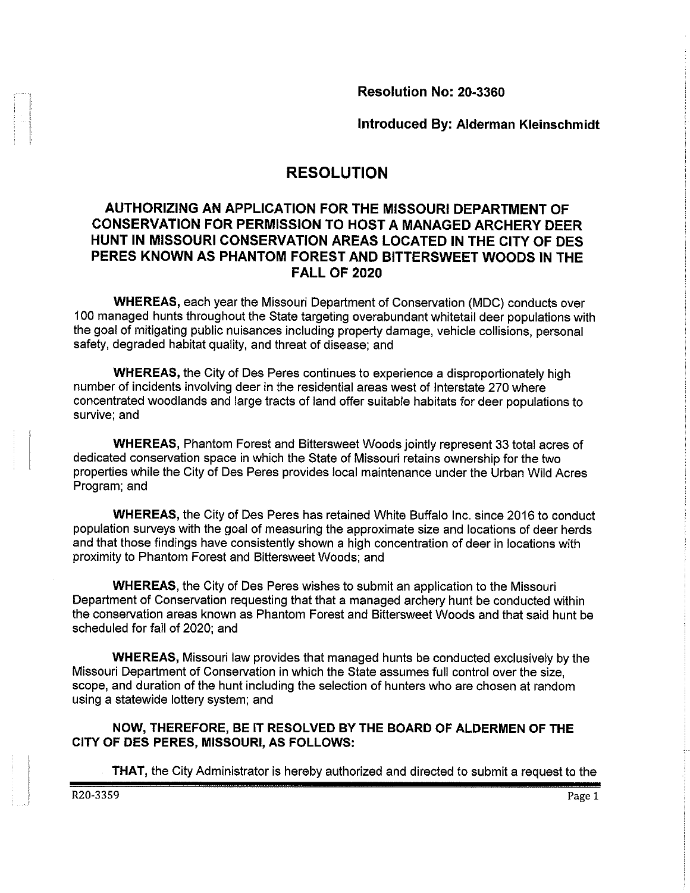**Resolution No: 20-3360**

**Introduced By: Alderman Kleinschmidt**

# RESOLUTION

## AUTHORIZING AN APPLICATION FOR THE MISSOURI DEPARTMENT OF CONSERVATION FOR PERMISSION TO HOST A MANAGED ARCHERY DEER HUNT IN MISSOURI CONSERVATION AREAS LOCATED IN THE CITY OF DES PERES KNOWN AS PHANTOM FOREST AND BITTERSWEET WOODS IN THE FALL OF 2020

**WHEREAS,** each year the Missouri Department of Conservation (MDC) conducts over 100 managed hunts throughout the State targeting overabundant whitetail deer populations with the goal of mitigating public nuisances including property damage, vehicle collisions, personal safety, degraded habitat quality, and threat of disease; and

**WHEREAS,** the City of Des Peres continues to experience a disproportionately high number of incidents involving deer in the residential areas west of Interstate 270 where concentrated woodlands and large tracts of land offer suitable habitats for deer populations to survive; and

**WHEREAS,** Phantom Forest and Bittersweet Woods jointly represent 33 total acres of dedicated conservation space in which the State of Missouri retains ownership for the two properties while the City of Des Peres provides local maintenance under the Urban Wild Acres Program; and

**WHEREAS,** the City of Des Peres has retained White Buffalo Inc. since 2016 to conduct population surveys with the goal of measuring the approximate size and locations of deer herds and that those findings have consistently shown a high concentration of deer in locations with proximity to Phantom Forest and Bittersweet Woods; and

**WHEREAS,** the City of Des Peres wishes to submit an application to the Missouri Department of Conservation requesting that that a managed archery hunt be conducted within the conservation areas known as Phantom Forest and Bittersweet Woods and that said hunt be scheduled for fall of 2020; and

**WHEREAS,** Missouri law provides that managed hunts be conducted exclusively by the Missouri Department of Conservation in which the State assumes full control over the size, scope, and duration of the hunt including the selection of hunters who are chosen at random using a statewide lottery system; and

**NOW, THEREFORE, BE IT RESOLVED BY THE BOARD OF ALDERMEN OF THE CITY OF DES PERES, MISSOURI, AS FOLLOWS:**

**THAT,** the City Administrator is hereby authorized and directed to submit a request to the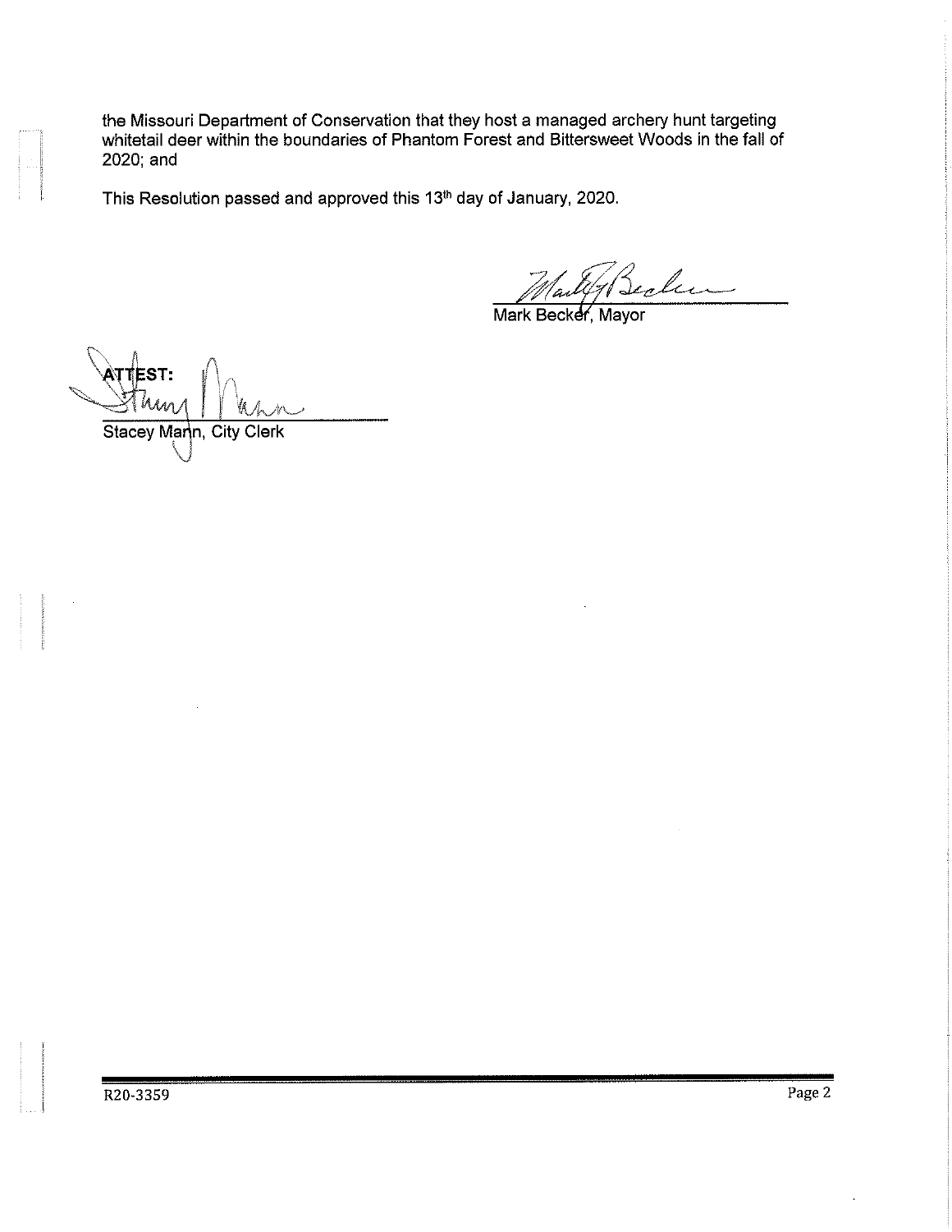the Missouri Department of Conservation that they host a managed archery hunt targeting whitetail deer within the boundaries of Phantom Forest and Bittersweet Woods in the fall of 2020; and

This Resolution passed and approved this 13th day of January, 2020.

Mark Becker, Mayor

ATTEST:

Stacey Mann, City Clerk

R20-3359